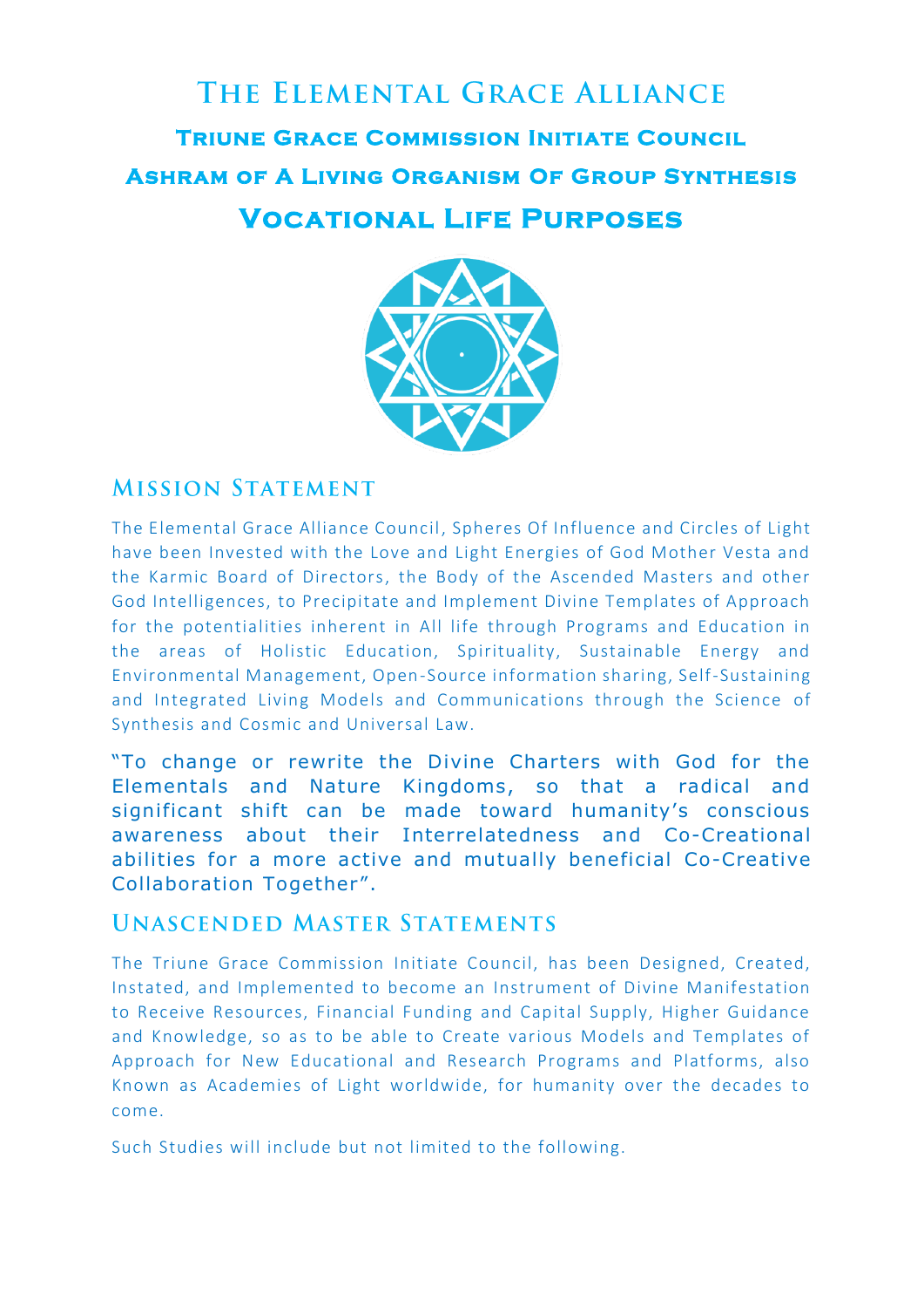# The Elemental Grace Alliance

## Triune Grace Commission Initiate Council

## Ashram of A Living Organism Of Group Synthesis

## Vocational Life Purposes

## Mission Statement

The Elemental Grace Alliance Council, Spheres Of Influence and Circles of Light have been Invested with the Love and Light Energies of God Mother Vesta and the Karmic Board of Directors, the Body of the Ascended Masters and other God Intelligences, to Precipitate and Implement Divine Templates of Approach for the potentialities inherent in All life through Programs and Education in the areas of Holistic Education, Spirituality, Sustainable Energy and Environmental Management, Open-Source information sharing, Self-Sustaining and Integrated Living Models and Communications through the Science of Synthesis and Cosmic and Universal Law.

"To change or rewrite the Divine Charters with God for the Elementals and Nature Kingdoms, so that a radical and significant shift can be made toward humanity's conscious awareness about their Interrelatedness and Co-Creational abilities for a more active and mutually beneficial Co-Creative Collaboration Together".

## Unascended Master Statements

The Triune Grace Commission Initiate Council, has been Designed, Created, Instated, and Implemented to become an Instrument of Divine Manifestation to Receive Resources, Financial Funding and Capital Supply, Higher Guidance and Knowledge, so as to be able to Create various Models and Templates of Approach for New Educational and Research Programs and Platforms, also Known as Academies of Light worldwide, for humanity over the decades to come.

Such Studies will include but not limited to the following.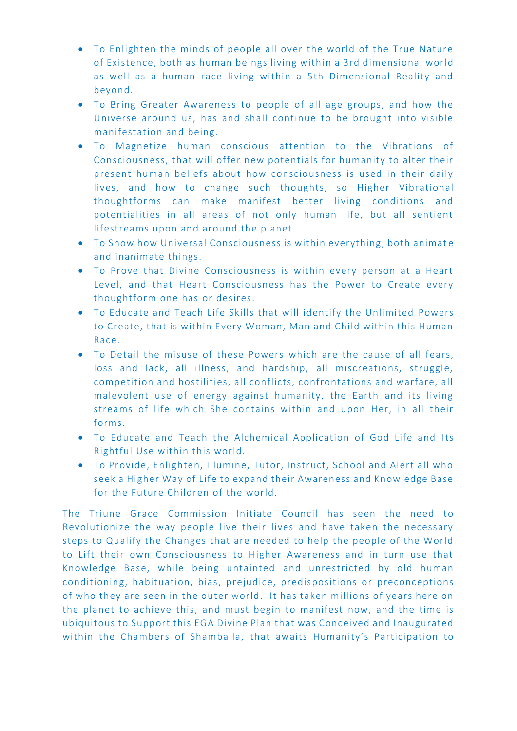- To Enlighten the minds of people all over the world of the True Nature of Existence, both as human beings living within a 3rd dimensional world as well as a human race living within a 5th Dimensional Reality and beyond.
- To Bring Greater Awareness to people of all age groups, and how the Universe around us, has and shall continue to be brought into visible manifestation and being.
- To Magnetize human conscious attention to the Vibrations of Consciousness, that will offer new potentials for humanity to alter their present human beliefs about how consciousness is used in their daily lives, and how to change such thoughts, so Higher Vibrational thoughtforms can make manifest better living conditions and potentialities in all areas of not only human life, but all sentient lifestreams upon and around the planet.
- To Show how Universal Consciousness is within everything, both animate and inanimate things.
- To Prove that Divine Consciousness is within every person at a Heart Level, and that Heart Consciousness has the Power to Create every thoughtform one has or desires.
- To Educate and Teach Life Skills that will identify the Unlimited Powers to Create, that is within Every Woman, Man and Child within this Human Race.
- To Detail the misuse of these Powers which are the cause of all fears, loss and lack, all illness, and hardship, all miscreations, struggle, competition and hostilities, all conflicts, confrontations and warfare, all malevolent use of energy against humanity, the Earth and its living streams of life which She contains within and upon Her, in all their forms.
- To Educate and Teach the Alchemical Application of God Life and Its Rightful Use within this world.
- To Provide, Enlighten, Illumine, Tutor, Instruct, School and Alert all who seek a Higher Way of Life to expand their Awareness and Knowledge Base for the Future Children of the world.

The Triune Grace Commission Initiate Council has seen the need to Revolutionize the way people live their lives and have taken the necessary steps to Qualify the Changes that are needed to help the people of the World to Lift their own Consciousness to Higher Awareness and in turn use that Knowledge Base, while being untainted and unrestricted by old human conditioning, habituation, bias, prejudice, predispositions or preconceptions of who they are seen in the outer world. It has taken millions of years here on the planet to achieve this, and must begin to manifest now, and the time is ubiquitous to Support this EGA Divine Plan that was Conceived and Inaugurated within the Chambers of Shamballa, that awaits Humanity's Participation to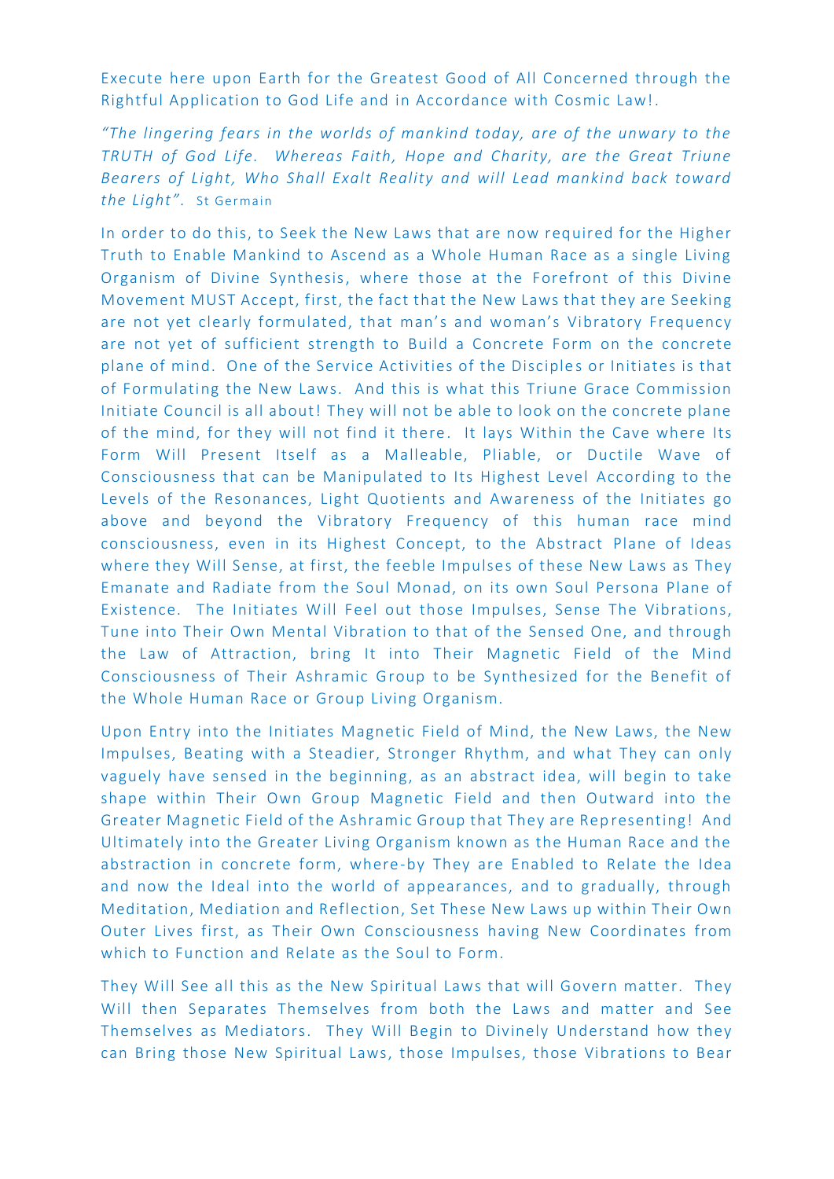Execute here upon Earth for the Greatest Good of All Concerned through the Rightful Application to God Life and in Accordance with Cosmic Law!.

*"The lingering fears in the worlds of mankind today, are of the unwary to the TRUTH of God Life. Whereas Faith, Hope and Charity, are the Great Triune Bearers of Light, Who Shall Exalt Reality and will Lead mankind back toward the Light".* St Germain

In order to do this, to Seek the New Laws that are now required for the Higher Truth to Enable Mankind to Ascend as a Whole Human Race as a single Living Organism of Divine Synthesis, where those at the Forefront of this Divine Movement MUST Accept, first, the fact that the New Laws that they are Seeking are not yet clearly formulated, that man's and woman's Vibratory Frequency are not yet of sufficient strength to Build a Concrete Form on the concrete plane of mind. One of the Service Activities of the Disciples or Initiates is that of Formulating the New Laws. And this is what this Triune Grace Commission Initiate Council is all about! They will not be able to look on the concrete plane of the mind, for they will not find it there. It lays Within the Cave where Its Form Will Present Itself as a Malleable, Pliable, or Ductile Wave of Consciousness that can be Manipulated to Its Highest Level According to the Levels of the Resonances, Light Quotients and Awareness of the Initiates go above and beyond the Vibratory Frequency of this human race mind consciousness, even in its Highest Concept, to the Abstract Plane of Ideas where they Will Sense, at first, the feeble Impulses of these New Laws as They Emanate and Radiate from the Soul Monad, on its own Soul Persona Plane of Existence. The Initiates Will Feel out those Impulses, Sense The Vibrations, Tune into Their Own Mental Vibration to that of the Sensed One, and through the Law of Attraction, bring It into Their Magnetic Field of the Mind Consciousness of Their Ashramic Group to be Synthesized for the Benefit of the Whole Human Race or Group Living Organism.

Upon Entry into the Initiates Magnetic Field of Mind, the New Laws, the New Impulses, Beating with a Steadier, Stronger Rhythm, and what They can only vaguely have sensed in the beginning, as an abstract idea, will begin to take shape within Their Own Group Magnetic Field and then Outward into the Greater Magnetic Field of the Ashramic Group that They are Representing! And Ultimately into the Greater Living Organism known as the Human Race and the abstraction in concrete form, where-by They are Enabled to Relate the Idea and now the Ideal into the world of appearances, and to gradually, through Meditation, Mediation and Reflection, Set These New Laws up within Their Own Outer Lives first, as Their Own Consciousness having New Coordinates from which to Function and Relate as the Soul to Form.

They Will See all this as the New Spiritual Laws that will Govern matter. They Will then Separates Themselves from both the Laws and matter and See Themselves as Mediators. They Will Begin to Divinely Understand how they can Bring those New Spiritual Laws, those Impulses, those Vibrations to Bear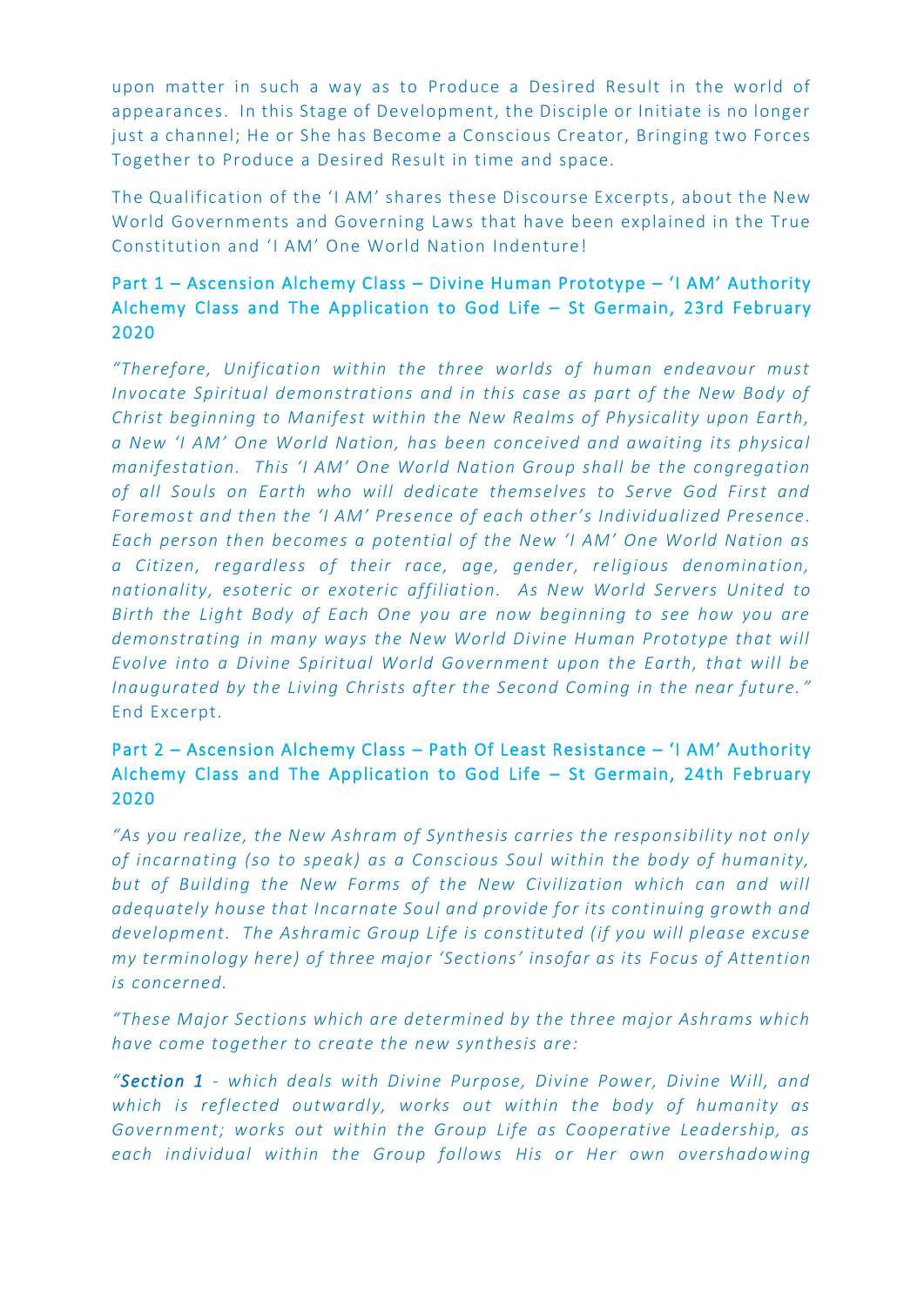upon matter in such a way as to Produce a Desired Result in the world of appearances. In this Stage of Development, the Disciple or Initiate is no longer just a channel; He or She has Become a Conscious Creator, Bringing two Forces Together to Produce a Desired Result in time and space.

The Qualification of the 'I AM' shares these Discourse Excerpts, about the New World Governments and Governing Laws that have been explained in the True Constitution and 'I AM' One World Nation Indenture!

### Part 1 – Ascension Alchemy Class – Divine Human Prototype – 'I AM' Authority Alchemy Class and The Application to God Life – St Germain, 23rd February 2020

*"Therefore, Unification within the three worlds of human endeavour must Invocate Spiritual demonstrations and in this case as part of the New Body of Christ beginning to Manifest within the New Realms of Physicality upon Earth, a New 'I AM' One World Nation, has been conceived and awaiting its physical manifestation. This 'I AM' One World Nation Group shall be the congregation of all Souls on Earth who will dedicate themselves to Serve God First and Foremost and then the 'I AM' Presence of each other's Individualized Presence. Each person then becomes a potential of the New 'I AM' One World Nation as a Citizen, regardless of their race, age, gender, religious denomination, nationality, esoteric or exoteric affiliation. As New World Servers United to Birth the Light Body of Each One you are now beginning to see how you are demonstrating in many ways the New World Divine Human Prototype that will Evolve into a Divine Spiritual World Government upon the Earth, that will be Inaugurated by the Living Christs after the Second Coming in the near future."* End Excerpt.

### Part 2 – Ascension Alchemy Class – Path Of Least Resistance – 'I AM' Authority Alchemy Class and The Application to God Life – St Germain, 24th February 2020

*"As you realize, the New Ashram of Synthesis carries the responsibility not only of incarnating (so to speak) as a Conscious Soul within the body of humanity, but of Building the New Forms of the New Civilization which can and will adequately house that Incarnate Soul and provide for its continuing growth and development. The Ashramic Group Life is constituted (if you will please excuse my terminology here) of three major 'Sections' insofar as its Focus of Attention is concerned.*

*"These Major Sections which are determined by the three major Ashrams which have come together to create the new synthesis are:*

*"**Section 1** - which deals with Divine Purpose, Divine Power, Divine Will, and which is reflected outwardly, works out within the body of humanity as Government; works out within the Group Life as Cooperative Leadership, as each individual within the Group follows His or Her own overshadowing*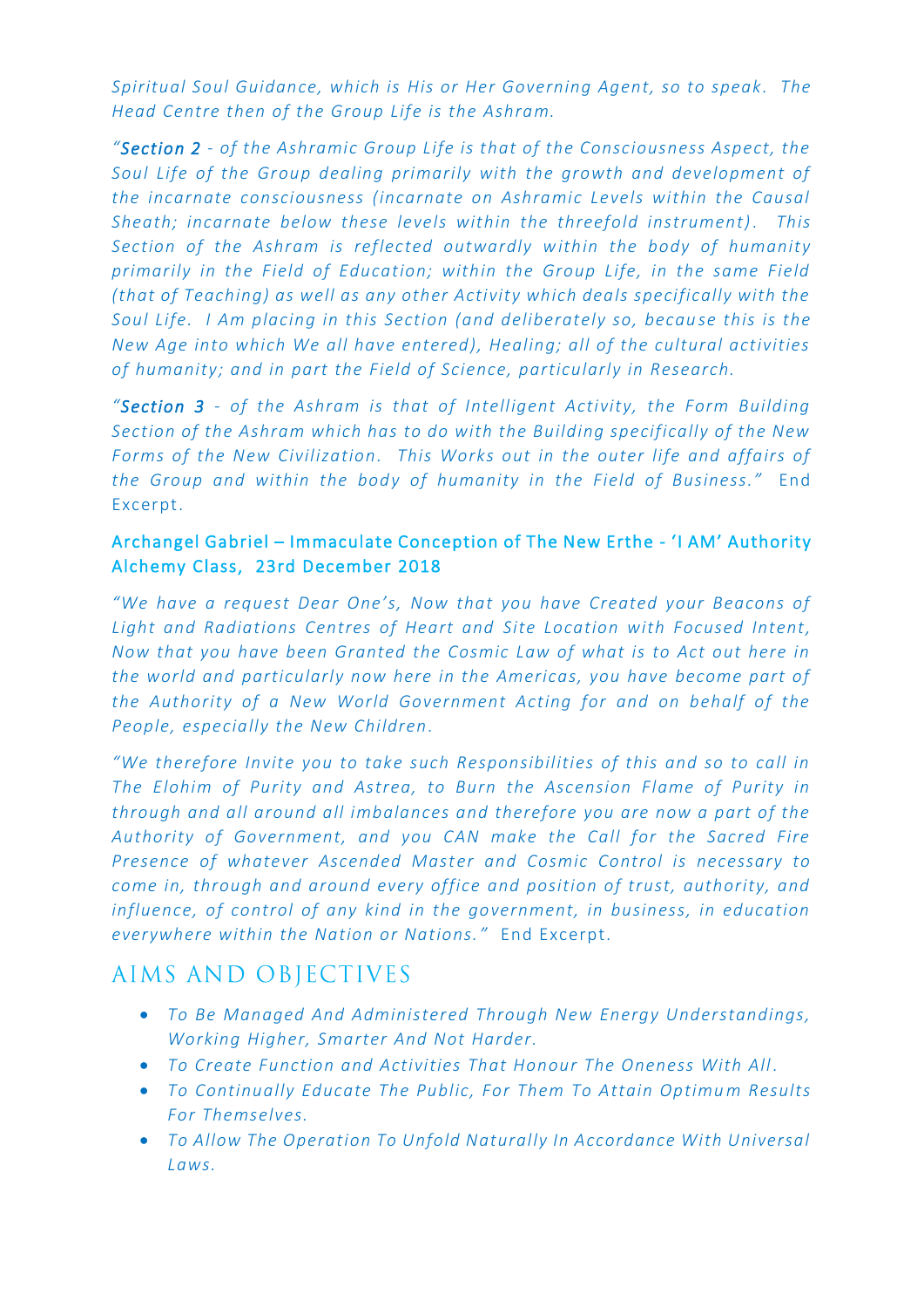*Spiritual Soul Guidance, which is His or Her Governing Agent, so to speak. The Head Centre then of the Group Life is the Ashram.*

*"Section 2 - of the Ashramic Group Life is that of the Consciousness Aspect, the Soul Life of the Group dealing primarily with the growth and development of the incarnate consciousness (incarnate on Ashramic Levels within the Causal Sheath; incarnate below these levels within the threefold instrument). This Section of the Ashram is reflected outwardly within the body of humanity primarily in the Field of Education; within the Group Life, in the same Field (that of Teaching) as well as any other Activity which deals specifically with the Soul Life. I Am placing in this Section (and deliberately so, because this is the New Age into which We all have entered), Healing; all of the cultural activities of humanity; and in part the Field of Science, particularly in Research.*

*"Section 3 - of the Ashram is that of Intelligent Activity, the Form Building Section of the Ashram which has to do with the Building specifically of the New Forms of the New Civilization. This Works out in the outer life and affairs of the Group and within the body of humanity in the Field of Business."* End Excerpt.

### Archangel Gabriel – Immaculate Conception of The New Erthe - 'I AM' Authority Alchemy Class, 23rd December 2018

*"We have a request Dear One's, Now that you have Created your Beacons of Light and Radiations Centres of Heart and Site Location with Focused Intent, Now that you have been Granted the Cosmic Law of what is to Act out here in the world and particularly now here in the Americas, you have become part of the Authority of a New World Government Acting for and on behalf of the People, especially the New Children.*

*"We therefore Invite you to take such Responsibilities of this and so to call in The Elohim of Purity and Astrea, to Burn the Ascension Flame of Purity in through and all around all imbalances and therefore you are now a part of the Authority of Government, and you CAN make the Call for the Sacred Fire Presence of whatever Ascended Master and Cosmic Control is necessary to come in, through and around every office and position of trust, authority, and influence, of control of any kind in the government, in business, in education everywhere within the Nation or Nations."* End Excerpt.

## AIMS AND OBJECTIVES

- *To Be Managed And Administered Through New Energy Understandings, Working Higher, Smarter And Not Harder.*
- *To Create Function and Activities That Honour The Oneness With All.*
- *To Continually Educate The Public, For Them To Attain Optimum Results For Themselves.*
- *To Allow The Operation To Unfold Naturally In Accordance With Universal Laws.*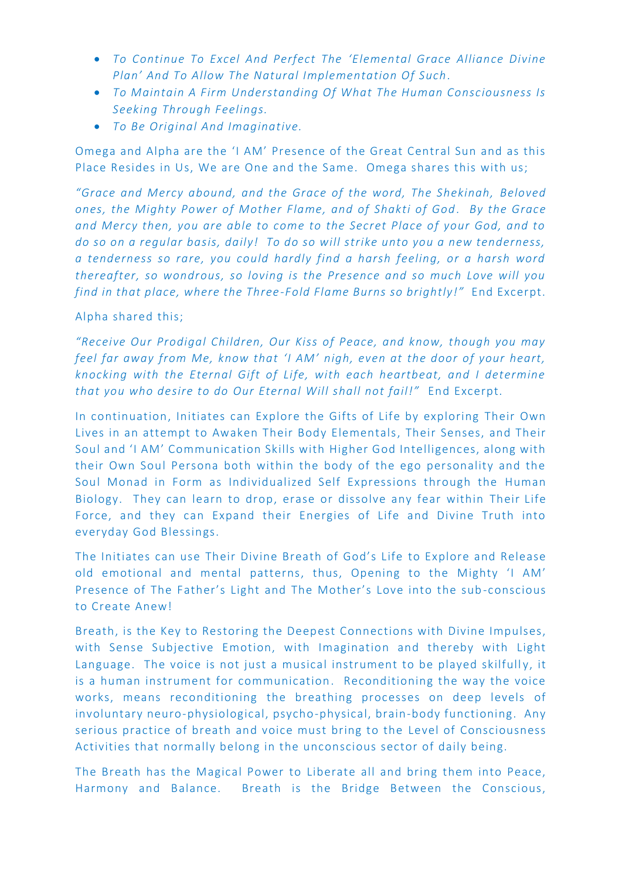- *To Continue To Excel And Perfect The 'Elemental Grace Alliance Divine Plan' And To Allow The Natural Implementation Of Such.*
- *To Maintain A Firm Understanding Of What The Human Consciousness Is Seeking Through Feelings.*
- *To Be Original And Imaginative.*

Omega and Alpha are the 'I AM' Presence of the Great Central Sun and as this Place Resides in Us, We are One and the Same. Omega shares this with us;

*"Grace and Mercy abound, and the Grace of the word, The Shekinah, Beloved ones, the Mighty Power of Mother Flame, and of Shakti of God. By the Grace and Mercy then, you are able to come to the Secret Place of your God, and to do so on a regular basis, daily! To do so will strike unto you a new tenderness, a tenderness so rare, you could hardly find a harsh feeling, or a harsh word thereafter, so wondrous, so loving is the Presence and so much Love will you find in that place, where the Three-Fold Flame Burns so brightly!"* End Excerpt.

Alpha shared this;

*"Receive Our Prodigal Children, Our Kiss of Peace, and know, though you may feel far away from Me, know that 'I AM' nigh, even at the door of your heart, knocking with the Eternal Gift of Life, with each heartbeat, and I determine that you who desire to do Our Eternal Will shall not fail!"* End Excerpt.

In continuation, Initiates can Explore the Gifts of Life by exploring Their Own Lives in an attempt to Awaken Their Body Elementals, Their Senses, and Their Soul and 'I AM' Communication Skills with Higher God Intelligences, along with their Own Soul Persona both within the body of the ego personality and the Soul Monad in Form as Individualized Self Expressions through the Human Biology. They can learn to drop, erase or dissolve any fear within Their Life Force, and they can Expand their Energies of Life and Divine Truth into everyday God Blessings.

The Initiates can use Their Divine Breath of God's Life to Explore and Release old emotional and mental patterns, thus, Opening to the Mighty 'I AM' Presence of The Father's Light and The Mother's Love into the sub-conscious to Create Anew!

Breath, is the Key to Restoring the Deepest Connections with Divine Impulses, with Sense Subjective Emotion, with Imagination and thereby with Light Language. The voice is not just a musical instrument to be played skilfully, it is a human instrument for communication. Reconditioning the way the voice works, means reconditioning the breathing processes on deep levels of involuntary neuro-physiological, psycho-physical, brain-body functioning. Any serious practice of breath and voice must bring to the Level of Consciousness Activities that normally belong in the unconscious sector of daily being.

The Breath has the Magical Power to Liberate all and bring them into Peace, Harmony and Balance. Breath is the Bridge Between the Conscious,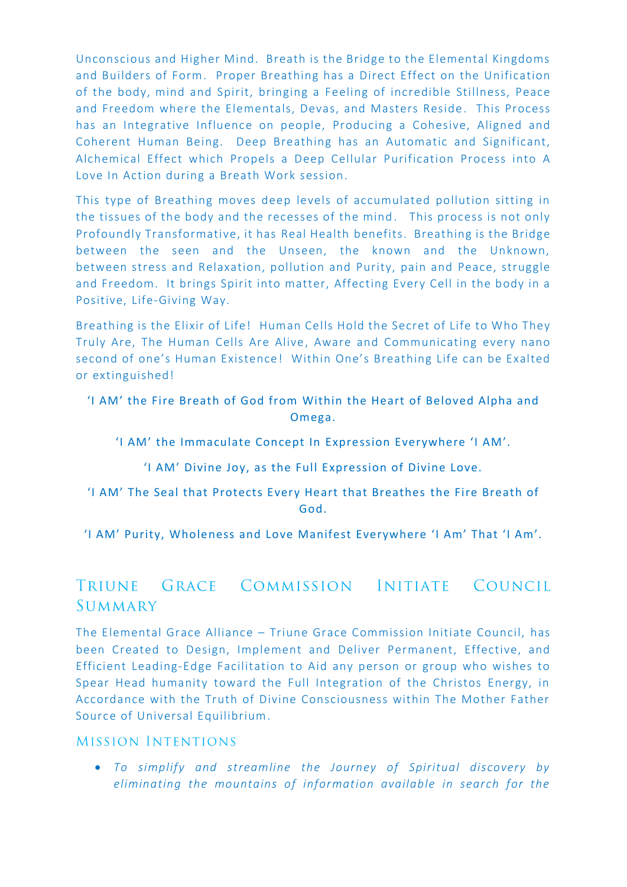Unconscious and Higher Mind. Breath is the Bridge to the Elemental Kingdoms and Builders of Form. Proper Breathing has a Direct Effect on the Unification of the body, mind and Spirit, bringing a Feeling of incredible Stillness, Peace and Freedom where the Elementals, Devas, and Masters Reside. This Process has an Integrative Influence on people, Producing a Cohesive, Aligned and Coherent Human Being. Deep Breathing has an Automatic and Significant, Alchemical Effect which Propels a Deep Cellular Purification Process into A Love In Action during a Breath Work session.

This type of Breathing moves deep levels of accumulated pollution sitting in the tissues of the body and the recesses of the mind. This process is not only Profoundly Transformative, it has Real Health benefits. Breathing is the Bridge between the seen and the Unseen, the known and the Unknown, between stress and Relaxation, pollution and Purity, pain and Peace, struggle and Freedom. It brings Spirit into matter, Affecting Every Cell in the body in a Positive, Life-Giving Way.

Breathing is the Elixir of Life! Human Cells Hold the Secret of Life to Who They Truly Are, The Human Cells Are Alive, Aware and Communicating every nano second of one's Human Existence! Within One's Breathing Life can be Exalted or extinguished!

'I AM' the Fire Breath of God from Within the Heart of Beloved Alpha and Omega.

'I AM' the Immaculate Concept In Expression Everywhere 'I AM'.

'I AM' Divine Joy, as the Full Expression of Divine Love.

'I AM' The Seal that Protects Every Heart that Breathes the Fire Breath of God.

'I AM' Purity, Wholeness and Love Manifest Everywhere 'I Am' That 'I Am'.

## Triune Grace Commission Initiate Council Summary

The Elemental Grace Alliance – Triune Grace Commission Initiate Council, has been Created to Design, Implement and Deliver Permanent, Effective, and Efficient Leading-Edge Facilitation to Aid any person or group who wishes to Spear Head humanity toward the Full Integration of the Christos Energy, in Accordance with the Truth of Divine Consciousness within The Mother Father Source of Universal Equilibrium.

### Mission Intentions

- *To simplify and streamline the Journey of Spiritual discovery by eliminating the mountains of information available in search for the*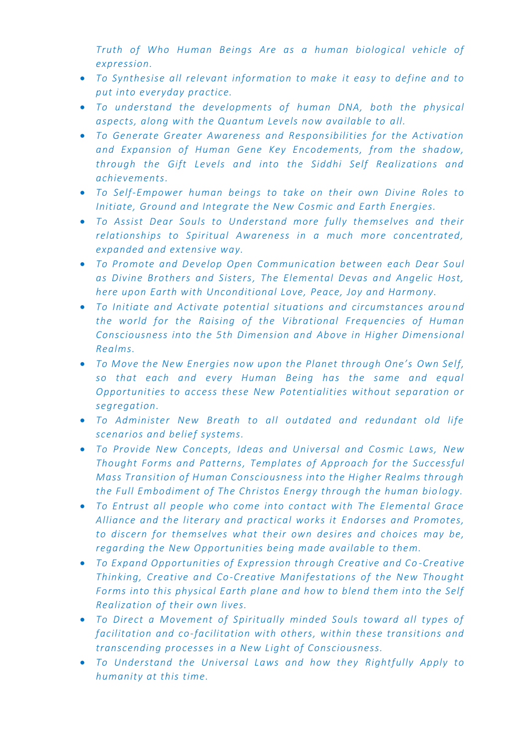*Truth of Who Human Beings Are as a human biological vehicle of expression.*

- *To Synthesise all relevant information to make it easy to define and to put into everyday practice.*
- *To understand the developments of human DNA, both the physical aspects, along with the Quantum Levels now available to all.*
- *To Generate Greater Awareness and Responsibilities for the Activation and Expansion of Human Gene Key Encodements, from the shadow, through the Gift Levels and into the Siddhi Self Realizations and achievements.*
- *To Self-Empower human beings to take on their own Divine Roles to Initiate, Ground and Integrate the New Cosmic and Earth Energies.*
- *To Assist Dear Souls to Understand more fully themselves and their relationships to Spiritual Awareness in a much more concentrated, expanded and extensive way.*
- *To Promote and Develop Open Communication between each Dear Soul as Divine Brothers and Sisters, The Elemental Devas and Angelic Host, here upon Earth with Unconditional Love, Peace, Joy and Harmony.*
- *To Initiate and Activate potential situations and circumstances around the world for the Raising of the Vibrational Frequencies of Human Consciousness into the 5th Dimension and Above in Higher Dimensional Realms.*
- *To Move the New Energies now upon the Planet through One's Own Self, so that each and every Human Being has the same and equal Opportunities to access these New Potentialities without separation or segregation.*
- *To Administer New Breath to all outdated and redundant old life scenarios and belief systems.*
- *To Provide New Concepts, Ideas and Universal and Cosmic Laws, New Thought Forms and Patterns, Templates of Approach for the Successful Mass Transition of Human Consciousness into the Higher Realms through the Full Embodiment of The Christos Energy through the human biology.*
- *To Entrust all people who come into contact with The Elemental Grace Alliance and the literary and practical works it Endorses and Promotes, to discern for themselves what their own desires and choices may be, regarding the New Opportunities being made available to them.*
- *To Expand Opportunities of Expression through Creative and Co-Creative Thinking, Creative and Co-Creative Manifestations of the New Thought Forms into this physical Earth plane and how to blend them into the Self Realization of their own lives.*
- *To Direct a Movement of Spiritually minded Souls toward all types of facilitation and co-facilitation with others, within these transitions and transcending processes in a New Light of Consciousness.*
- *To Understand the Universal Laws and how they Rightfully Apply to humanity at this time.*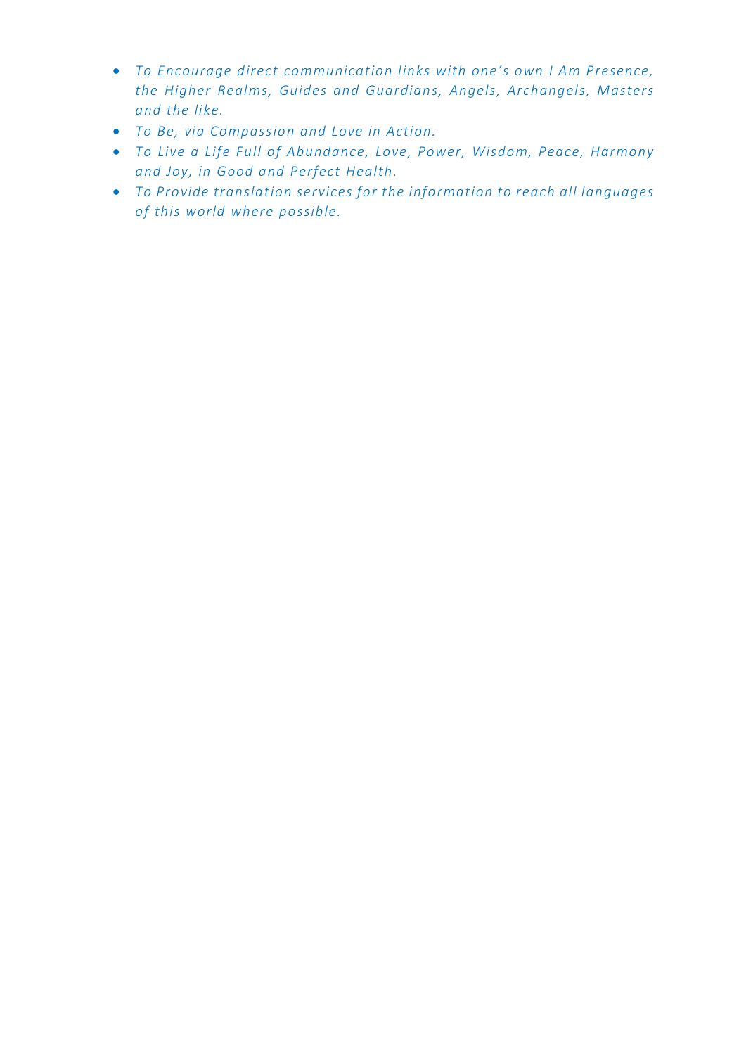- *To Encourage direct communication links with one's own I Am Presence, the Higher Realms, Guides and Guardians, Angels, Archangels, Masters and the like.*
- *To Be, via Compassion and Love in Action.*
- *To Live a Life Full of Abundance, Love, Power, Wisdom, Peace, Harmony and Joy, in Good and Perfect Health.*
- *To Provide translation services for the information to reach all languages of this world where possible.*